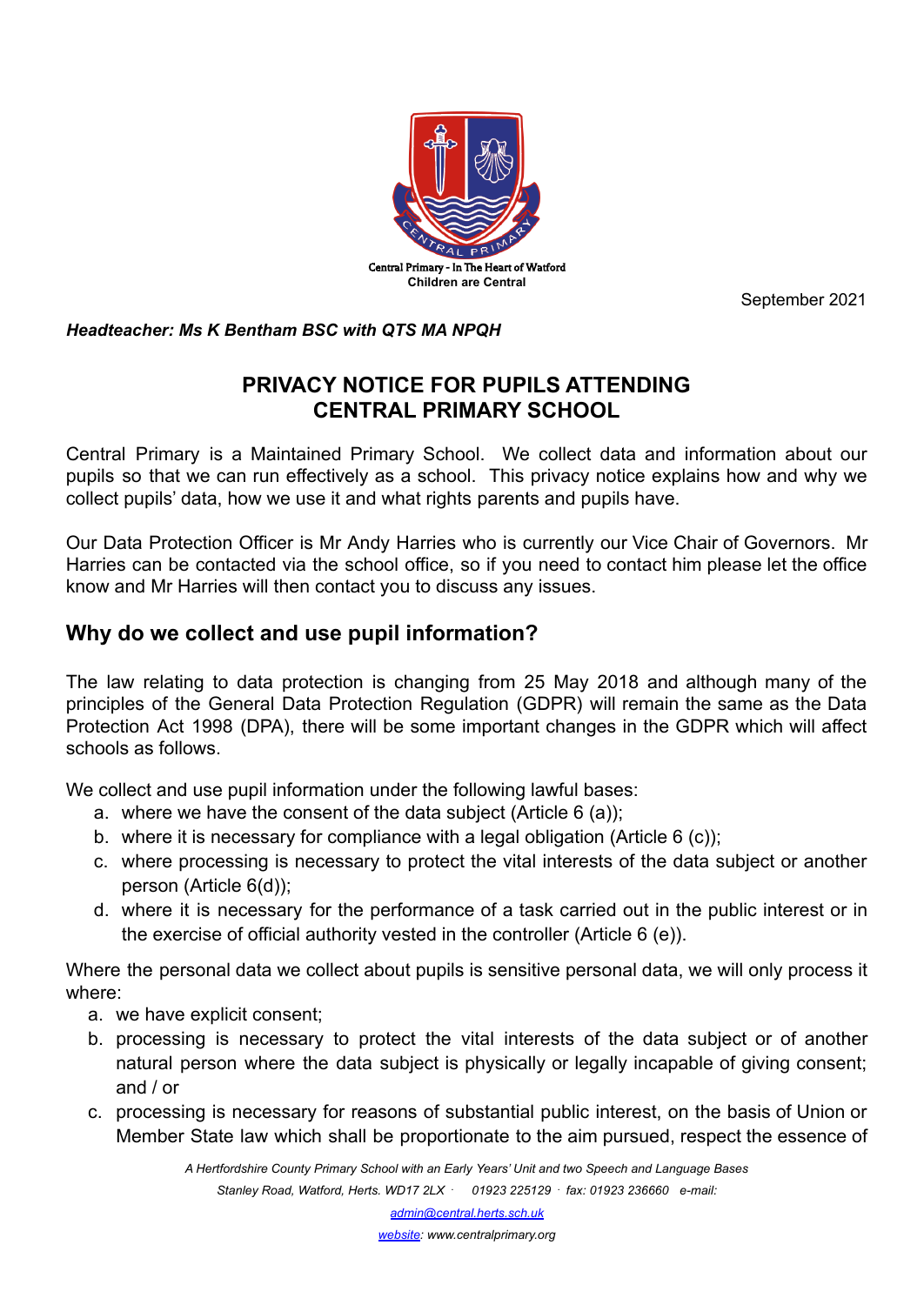Central Primary - In The Heart of Watford
Children are Central

September 2021

***Headteacher: Ms K Bentham BSC with QTS MA NPQH***

# PRIVACY NOTICE FOR PUPILS ATTENDING CENTRAL PRIMARY SCHOOL

Central Primary is a Maintained Primary School. We collect data and information about our pupils so that we can run effectively as a school. This privacy notice explains how and why we collect pupils' data, how we use it and what rights parents and pupils have.

Our Data Protection Officer is Mr Andy Harries who is currently our Vice Chair of Governors. Mr Harries can be contacted via the school office, so if you need to contact him please let the office know and Mr Harries will then contact you to discuss any issues.

## Why do we collect and use pupil information?

The law relating to data protection is changing from 25 May 2018 and although many of the principles of the General Data Protection Regulation (GDPR) will remain the same as the Data Protection Act 1998 (DPA), there will be some important changes in the GDPR which will affect schools as follows.

We collect and use pupil information under the following lawful bases:

a. where we have the consent of the data subject (Article 6 (a));
b. where it is necessary for compliance with a legal obligation (Article 6 (c));
c. where processing is necessary to protect the vital interests of the data subject or another person (Article 6(d));
d. where it is necessary for the performance of a task carried out in the public interest or in the exercise of official authority vested in the controller (Article 6 (e)).

Where the personal data we collect about pupils is sensitive personal data, we will only process it where:

a. we have explicit consent;
b. processing is necessary to protect the vital interests of the data subject or of another natural person where the data subject is physically or legally incapable of giving consent; and / or
c. processing is necessary for reasons of substantial public interest, on the basis of Union or Member State law which shall be proportionate to the aim pursued, respect the essence of

*A Hertfordshire County Primary School with an Early Years' Unit and two Speech and Language Bases*
*Stanley Road, Watford, Herts. WD17 2LX · 01923 225129 · fax: 01923 236660 e-mail: admin@central.herts.sch.uk*
*website: www.centralprimary.org*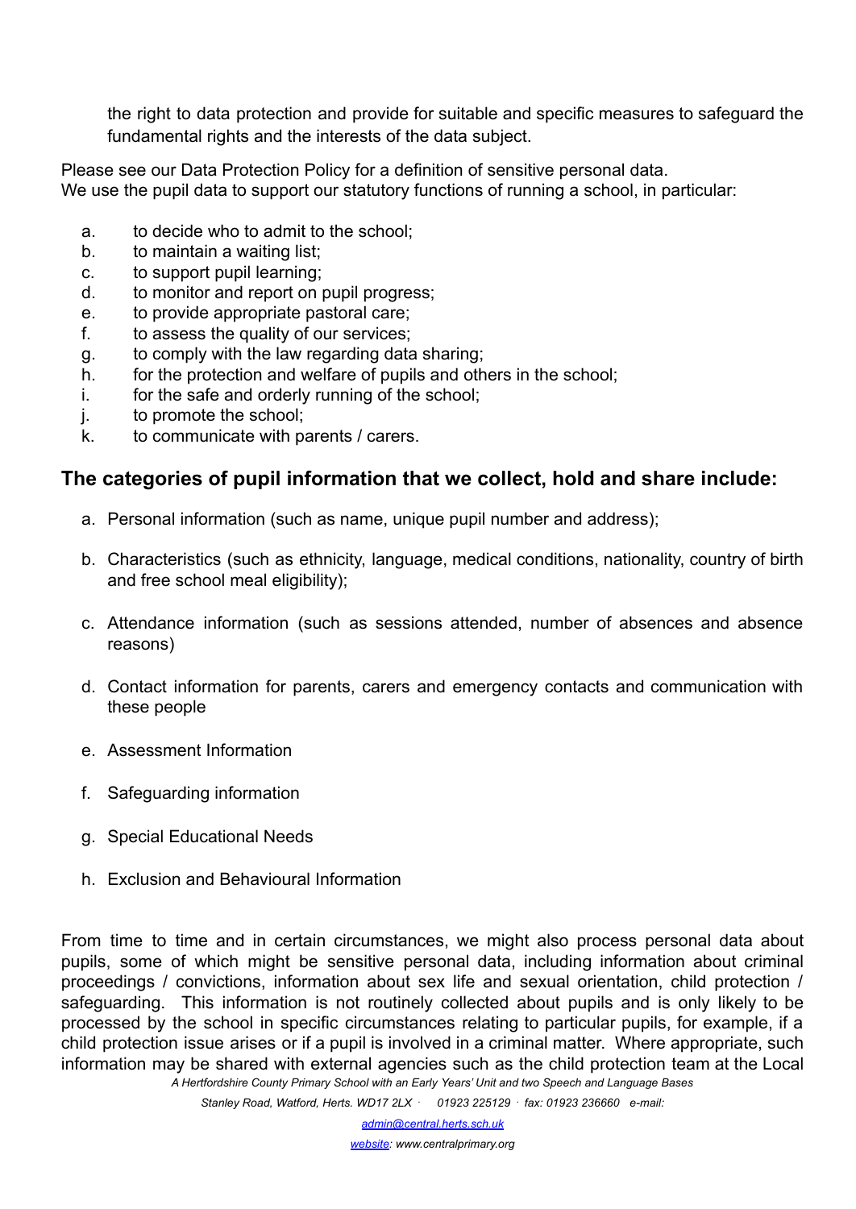the right to data protection and provide for suitable and specific measures to safeguard the fundamental rights and the interests of the data subject.

Please see our Data Protection Policy for a definition of sensitive personal data.
We use the pupil data to support our statutory functions of running a school, in particular:

a. to decide who to admit to the school;
b. to maintain a waiting list;
c. to support pupil learning;
d. to monitor and report on pupil progress;
e. to provide appropriate pastoral care;
f. to assess the quality of our services;
g. to comply with the law regarding data sharing;
h. for the protection and welfare of pupils and others in the school;
i. for the safe and orderly running of the school;
j. to promote the school;
k. to communicate with parents / carers.

## The categories of pupil information that we collect, hold and share include:

a. Personal information (such as name, unique pupil number and address);

b. Characteristics (such as ethnicity, language, medical conditions, nationality, country of birth and free school meal eligibility);

c. Attendance information (such as sessions attended, number of absences and absence reasons)

d. Contact information for parents, carers and emergency contacts and communication with these people

e. Assessment Information

f. Safeguarding information

g. Special Educational Needs

h. Exclusion and Behavioural Information

From time to time and in certain circumstances, we might also process personal data about pupils, some of which might be sensitive personal data, including information about criminal proceedings / convictions, information about sex life and sexual orientation, child protection / safeguarding. This information is not routinely collected about pupils and is only likely to be processed by the school in specific circumstances relating to particular pupils, for example, if a child protection issue arises or if a pupil is involved in a criminal matter. Where appropriate, such information may be shared with external agencies such as the child protection team at the Local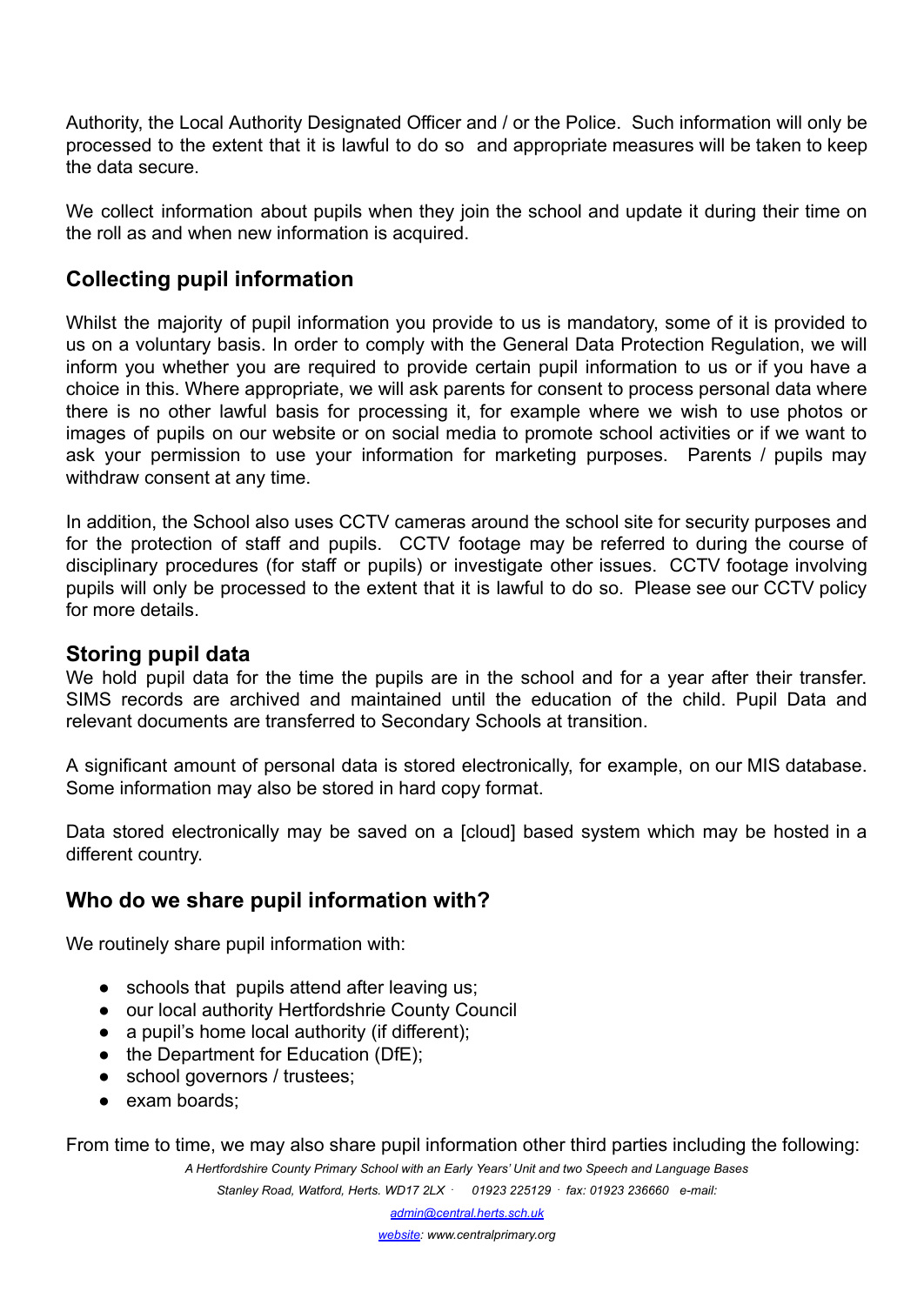Authority, the Local Authority Designated Officer and / or the Police. Such information will only be processed to the extent that it is lawful to do so and appropriate measures will be taken to keep the data secure.

We collect information about pupils when they join the school and update it during their time on the roll as and when new information is acquired.

## Collecting pupil information

Whilst the majority of pupil information you provide to us is mandatory, some of it is provided to us on a voluntary basis. In order to comply with the General Data Protection Regulation, we will inform you whether you are required to provide certain pupil information to us or if you have a choice in this. Where appropriate, we will ask parents for consent to process personal data where there is no other lawful basis for processing it, for example where we wish to use photos or images of pupils on our website or on social media to promote school activities or if we want to ask your permission to use your information for marketing purposes. Parents / pupils may withdraw consent at any time.

In addition, the School also uses CCTV cameras around the school site for security purposes and for the protection of staff and pupils. CCTV footage may be referred to during the course of disciplinary procedures (for staff or pupils) or investigate other issues. CCTV footage involving pupils will only be processed to the extent that it is lawful to do so. Please see our CCTV policy for more details.

## Storing pupil data

We hold pupil data for the time the pupils are in the school and for a year after their transfer. SIMS records are archived and maintained until the education of the child. Pupil Data and relevant documents are transferred to Secondary Schools at transition.

A significant amount of personal data is stored electronically, for example, on our MIS database. Some information may also be stored in hard copy format.

Data stored electronically may be saved on a [cloud] based system which may be hosted in a different country.

## Who do we share pupil information with?

We routinely share pupil information with:

- schools that pupils attend after leaving us;
- our local authority Hertfordshrie County Council
- a pupil's home local authority (if different);
- the Department for Education (DfE);
- school governors / trustees;
- exam boards;

From time to time, we may also share pupil information other third parties including the following: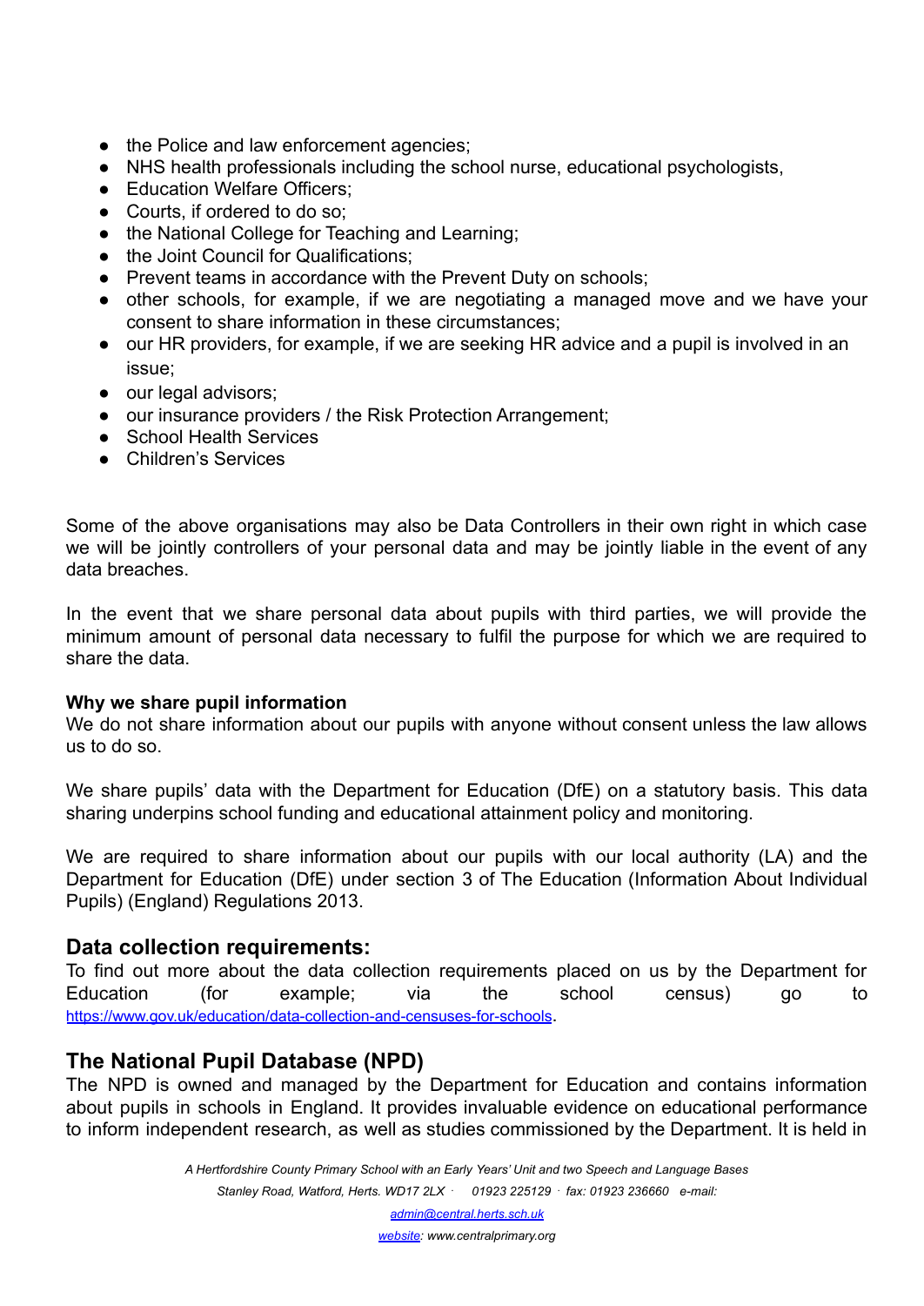- the Police and law enforcement agencies;
- NHS health professionals including the school nurse, educational psychologists,
- Education Welfare Officers;
- Courts, if ordered to do so;
- the National College for Teaching and Learning;
- the Joint Council for Qualifications;
- Prevent teams in accordance with the Prevent Duty on schools;
- other schools, for example, if we are negotiating a managed move and we have your consent to share information in these circumstances;
- our HR providers, for example, if we are seeking HR advice and a pupil is involved in an issue;
- our legal advisors;
- our insurance providers / the Risk Protection Arrangement;
- School Health Services
- Children's Services

Some of the above organisations may also be Data Controllers in their own right in which case we will be jointly controllers of your personal data and may be jointly liable in the event of any data breaches.

In the event that we share personal data about pupils with third parties, we will provide the minimum amount of personal data necessary to fulfil the purpose for which we are required to share the data.

**Why we share pupil information**

We do not share information about our pupils with anyone without consent unless the law allows us to do so.

We share pupils' data with the Department for Education (DfE) on a statutory basis. This data sharing underpins school funding and educational attainment policy and monitoring.

We are required to share information about our pupils with our local authority (LA) and the Department for Education (DfE) under section 3 of The Education (Information About Individual Pupils) (England) Regulations 2013.

## Data collection requirements:

To find out more about the data collection requirements placed on us by the Department for Education (for example; via the school census) go to https://www.gov.uk/education/data-collection-and-censuses-for-schools.

## The National Pupil Database (NPD)

The NPD is owned and managed by the Department for Education and contains information about pupils in schools in England. It provides invaluable evidence on educational performance to inform independent research, as well as studies commissioned by the Department. It is held in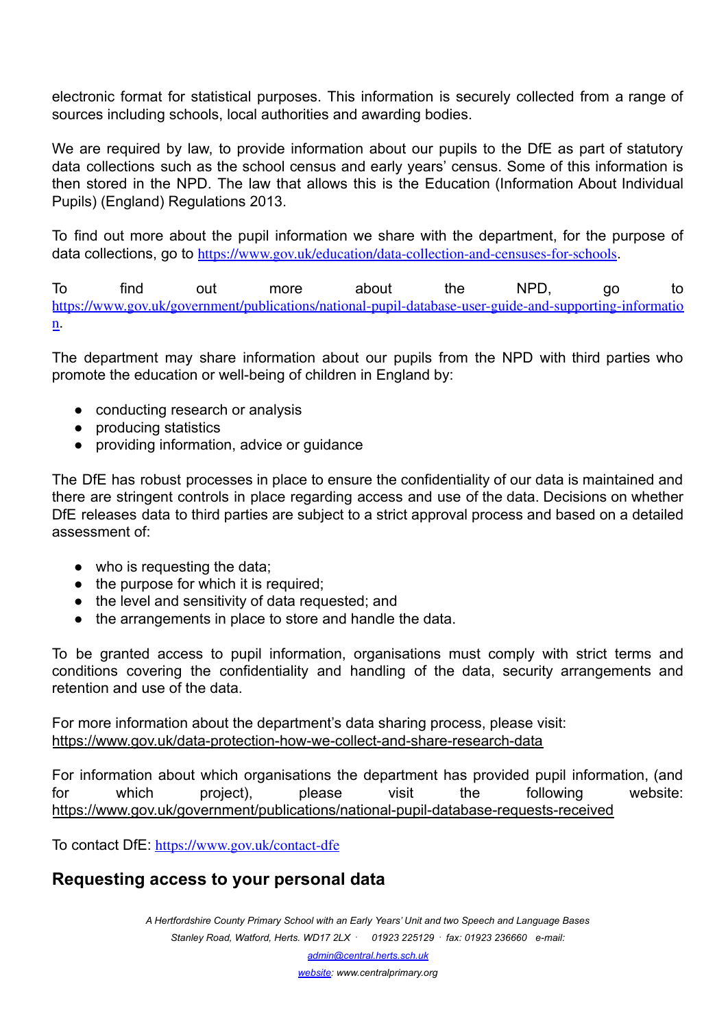electronic format for statistical purposes. This information is securely collected from a range of sources including schools, local authorities and awarding bodies.

We are required by law, to provide information about our pupils to the DfE as part of statutory data collections such as the school census and early years' census. Some of this information is then stored in the NPD. The law that allows this is the Education (Information About Individual Pupils) (England) Regulations 2013.

To find out more about the pupil information we share with the department, for the purpose of data collections, go to https://www.gov.uk/education/data-collection-and-censuses-for-schools.

To find out more about the NPD, go to https://www.gov.uk/government/publications/national-pupil-database-user-guide-and-supporting-information.

The department may share information about our pupils from the NPD with third parties who promote the education or well-being of children in England by:

- conducting research or analysis
- producing statistics
- providing information, advice or guidance

The DfE has robust processes in place to ensure the confidentiality of our data is maintained and there are stringent controls in place regarding access and use of the data. Decisions on whether DfE releases data to third parties are subject to a strict approval process and based on a detailed assessment of:

- who is requesting the data;
- the purpose for which it is required;
- the level and sensitivity of data requested; and
- the arrangements in place to store and handle the data.

To be granted access to pupil information, organisations must comply with strict terms and conditions covering the confidentiality and handling of the data, security arrangements and retention and use of the data.

For more information about the department's data sharing process, please visit:
https://www.gov.uk/data-protection-how-we-collect-and-share-research-data

For information about which organisations the department has provided pupil information, (and for which project), please visit the following website: https://www.gov.uk/government/publications/national-pupil-database-requests-received

To contact DfE: https://www.gov.uk/contact-dfe

## Requesting access to your personal data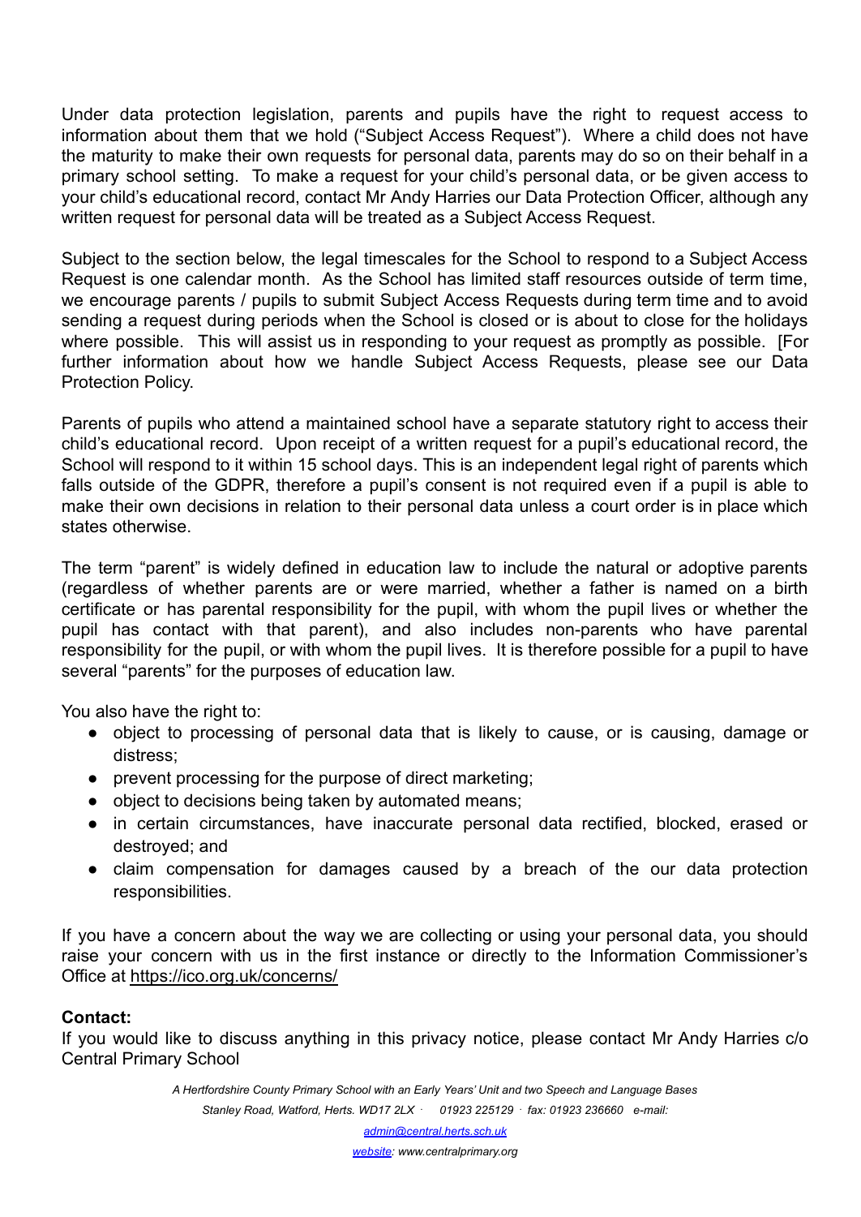Under data protection legislation, parents and pupils have the right to request access to information about them that we hold ("Subject Access Request"). Where a child does not have the maturity to make their own requests for personal data, parents may do so on their behalf in a primary school setting. To make a request for your child's personal data, or be given access to your child's educational record, contact Mr Andy Harries our Data Protection Officer, although any written request for personal data will be treated as a Subject Access Request.

Subject to the section below, the legal timescales for the School to respond to a Subject Access Request is one calendar month. As the School has limited staff resources outside of term time, we encourage parents / pupils to submit Subject Access Requests during term time and to avoid sending a request during periods when the School is closed or is about to close for the holidays where possible. This will assist us in responding to your request as promptly as possible. [For further information about how we handle Subject Access Requests, please see our Data Protection Policy.

Parents of pupils who attend a maintained school have a separate statutory right to access their child's educational record. Upon receipt of a written request for a pupil's educational record, the School will respond to it within 15 school days. This is an independent legal right of parents which falls outside of the GDPR, therefore a pupil's consent is not required even if a pupil is able to make their own decisions in relation to their personal data unless a court order is in place which states otherwise.

The term "parent" is widely defined in education law to include the natural or adoptive parents (regardless of whether parents are or were married, whether a father is named on a birth certificate or has parental responsibility for the pupil, with whom the pupil lives or whether the pupil has contact with that parent), and also includes non-parents who have parental responsibility for the pupil, or with whom the pupil lives. It is therefore possible for a pupil to have several "parents" for the purposes of education law.

You also have the right to:

- object to processing of personal data that is likely to cause, or is causing, damage or distress;
- prevent processing for the purpose of direct marketing;
- object to decisions being taken by automated means;
- in certain circumstances, have inaccurate personal data rectified, blocked, erased or destroyed; and
- claim compensation for damages caused by a breach of the our data protection responsibilities.

If you have a concern about the way we are collecting or using your personal data, you should raise your concern with us in the first instance or directly to the Information Commissioner's Office at https://ico.org.uk/concerns/

**Contact:**

If you would like to discuss anything in this privacy notice, please contact Mr Andy Harries c/o Central Primary School

*A Hertfordshire County Primary School with an Early Years' Unit and two Speech and Language Bases*

*Stanley Road, Watford, Herts. WD17 2LX · 01923 225129 · fax: 01923 236660 e-mail: admin@central.herts.sch.uk*

*website: www.centralprimary.org*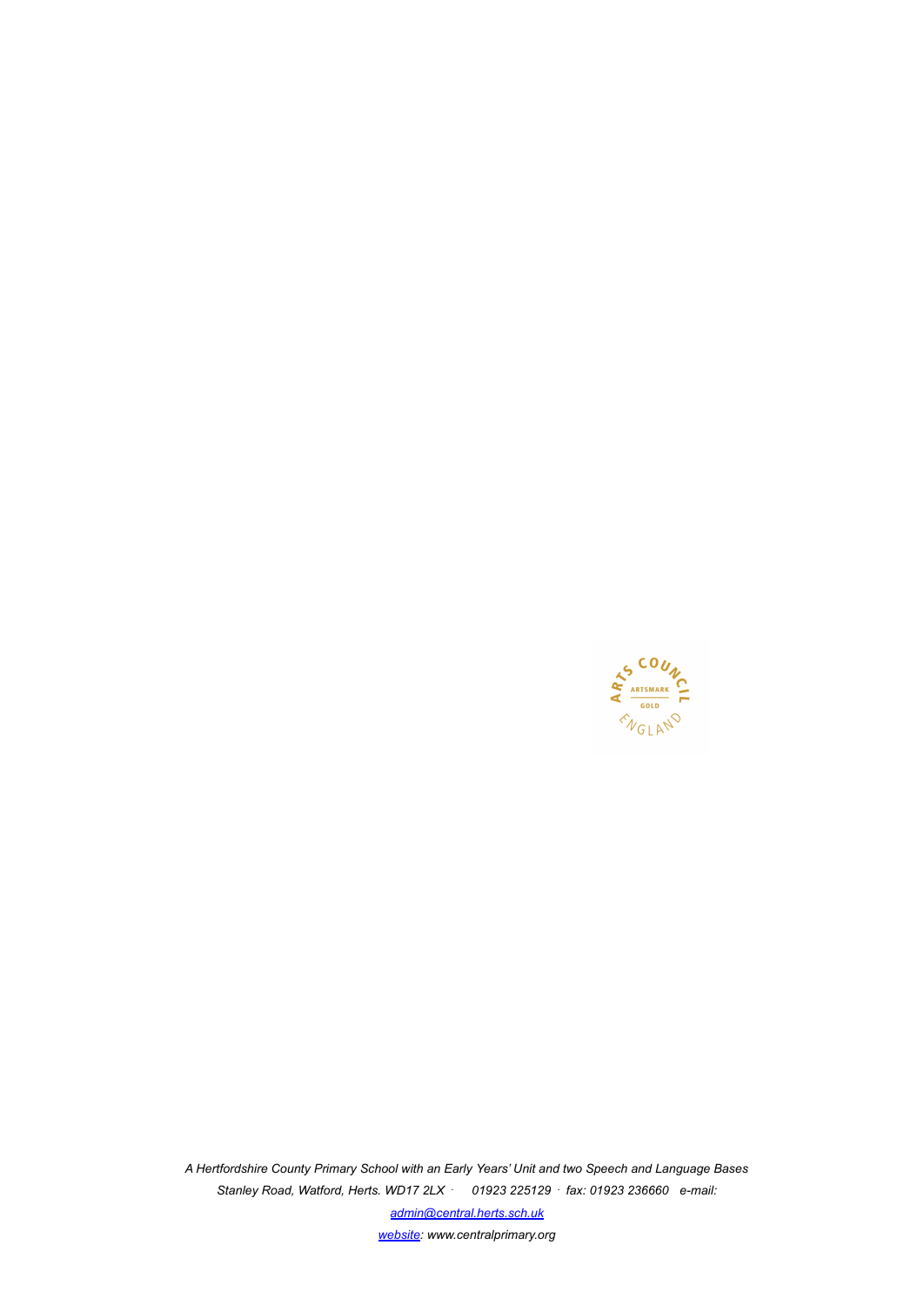*A Hertfordshire County Primary School with an Early Years' Unit and two Speech and Language Bases*

*Stanley Road, Watford, Herts. WD17 2LX · 01923 225129 · fax: 01923 236660 e-mail: admin@central.herts.sch.uk*

*website: www.centralprimary.org*